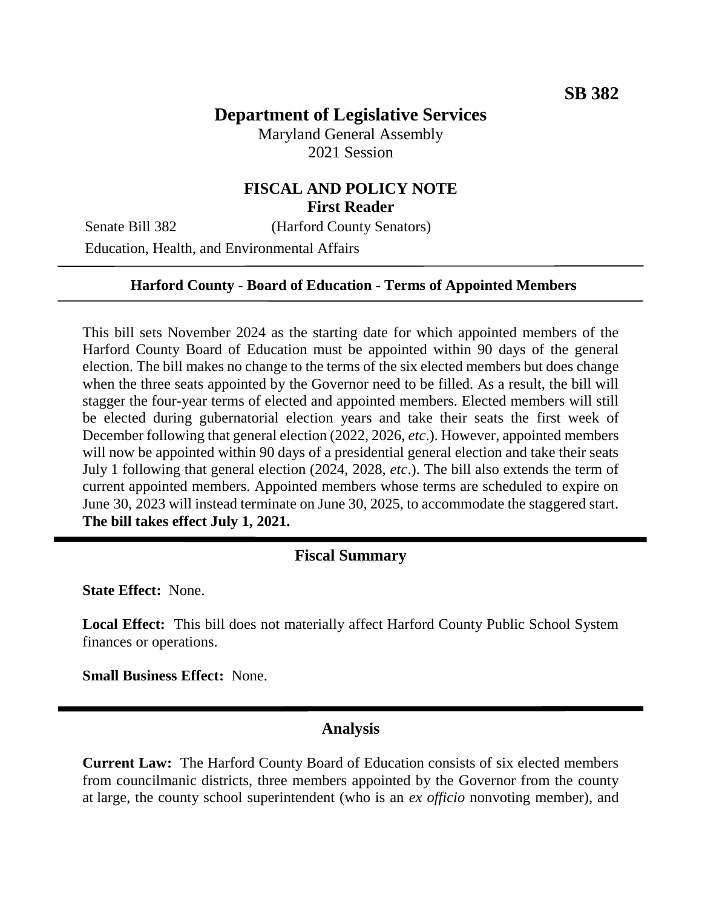**SB 382**

# Department of Legislative Services

Maryland General Assembly
2021 Session

## FISCAL AND POLICY NOTE
**First Reader**

Senate Bill 382 (Harford County Senators)

Education, Health, and Environmental Affairs

---

**Harford County - Board of Education - Terms of Appointed Members**

---

This bill sets November 2024 as the starting date for which appointed members of the Harford County Board of Education must be appointed within 90 days of the general election. The bill makes no change to the terms of the six elected members but does change when the three seats appointed by the Governor need to be filled. As a result, the bill will stagger the four-year terms of elected and appointed members. Elected members will still be elected during gubernatorial election years and take their seats the first week of December following that general election (2022, 2026, *etc*.). However, appointed members will now be appointed within 90 days of a presidential general election and take their seats July 1 following that general election (2024, 2028, *etc*.). The bill also extends the term of current appointed members. Appointed members whose terms are scheduled to expire on June 30, 2023 will instead terminate on June 30, 2025, to accommodate the staggered start. **The bill takes effect July 1, 2021.**

---

## Fiscal Summary

**State Effect:** None.

**Local Effect:** This bill does not materially affect Harford County Public School System finances or operations.

**Small Business Effect:** None.

---

## Analysis

**Current Law:** The Harford County Board of Education consists of six elected members from councilmanic districts, three members appointed by the Governor from the county at large, the county school superintendent (who is an *ex officio* nonvoting member), and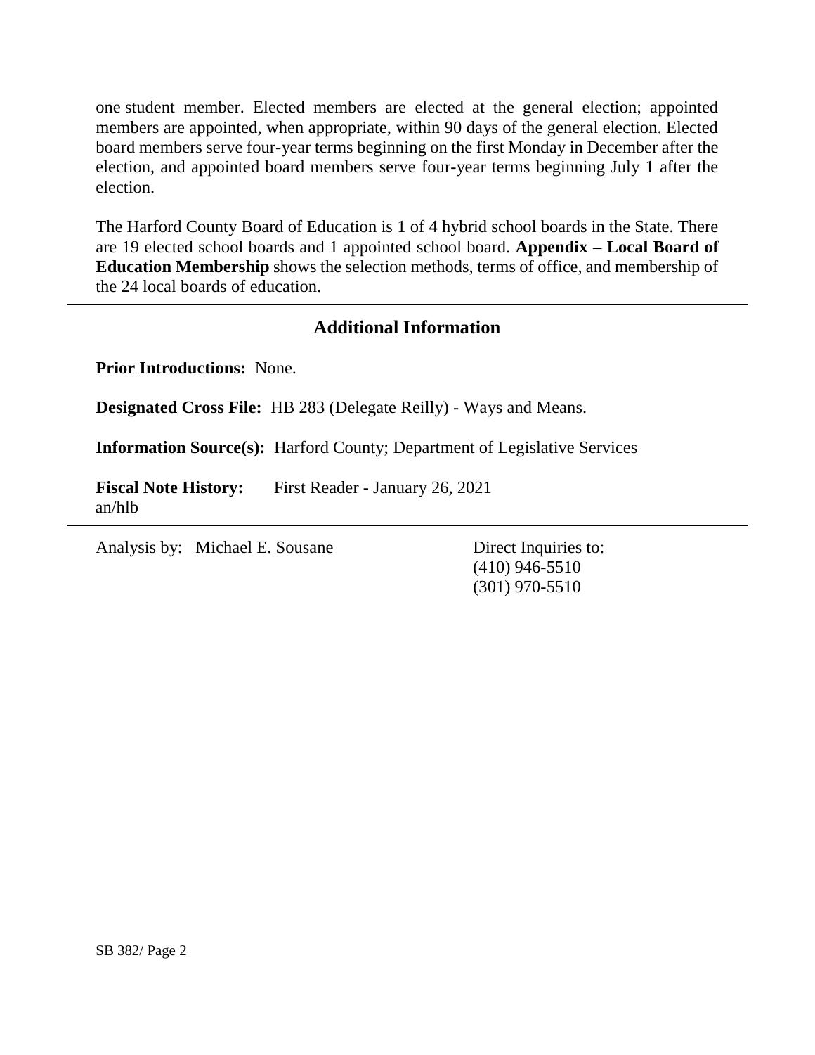one student member. Elected members are elected at the general election; appointed members are appointed, when appropriate, within 90 days of the general election. Elected board members serve four-year terms beginning on the first Monday in December after the election, and appointed board members serve four-year terms beginning July 1 after the election.

The Harford County Board of Education is 1 of 4 hybrid school boards in the State. There are 19 elected school boards and 1 appointed school board. **Appendix – Local Board of Education Membership** shows the selection methods, terms of office, and membership of the 24 local boards of education.

## Additional Information

**Prior Introductions:** None.

**Designated Cross File:** HB 283 (Delegate Reilly) - Ways and Means.

**Information Source(s):** Harford County; Department of Legislative Services

**Fiscal Note History:** First Reader - January 26, 2021
an/hlb

Analysis by: Michael E. Sousane

Direct Inquiries to:
(410) 946-5510
(301) 970-5510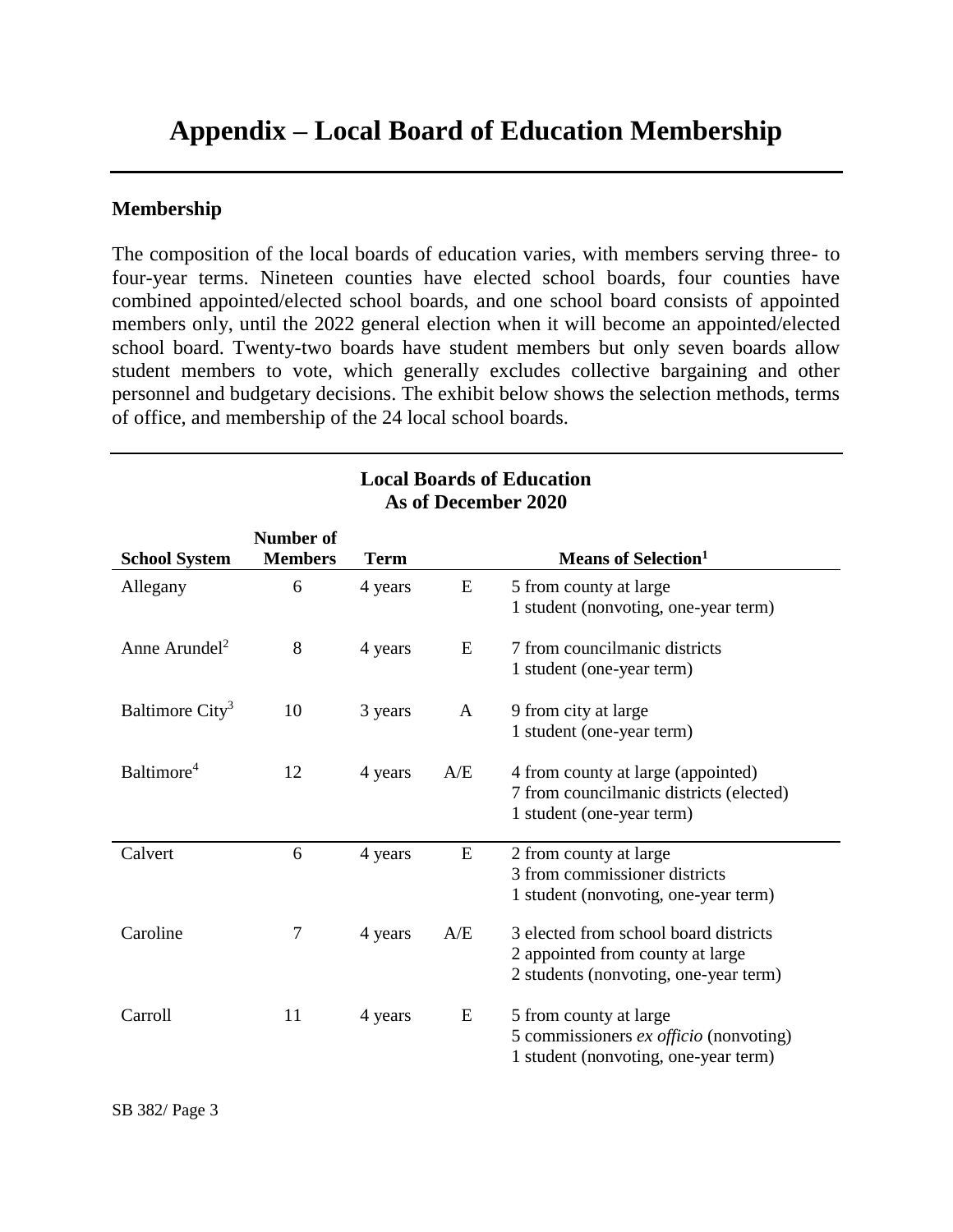# Appendix – Local Board of Education Membership

## Membership

The composition of the local boards of education varies, with members serving three- to four-year terms. Nineteen counties have elected school boards, four counties have combined appointed/elected school boards, and one school board consists of appointed members only, until the 2022 general election when it will become an appointed/elected school board. Twenty-two boards have student members but only seven boards allow student members to vote, which generally excludes collective bargaining and other personnel and budgetary decisions. The exhibit below shows the selection methods, terms of office, and membership of the 24 local school boards.

**Local Boards of Education**
**As of December 2020**

| School System | Number of Members | Term | | Means of Selection[1] |
|---|---|---|---|---|
| Allegany | 6 | 4 years | E | 5 from county at large<br>1 student (nonvoting, one-year term) |
| Anne Arundel[2] | 8 | 4 years | E | 7 from councilmanic districts<br>1 student (one-year term) |
| Baltimore City[3] | 10 | 3 years | A | 9 from city at large<br>1 student (one-year term) |
| Baltimore[4] | 12 | 4 years | A/E | 4 from county at large (appointed)<br>7 from councilmanic districts (elected)<br>1 student (one-year term) |
| Calvert | 6 | 4 years | E | 2 from county at large<br>3 from commissioner districts<br>1 student (nonvoting, one-year term) |
| Caroline | 7 | 4 years | A/E | 3 elected from school board districts<br>2 appointed from county at large<br>2 students (nonvoting, one-year term) |
| Carroll | 11 | 4 years | E | 5 from county at large<br>5 commissioners *ex officio* (nonvoting)<br>1 student (nonvoting, one-year term) |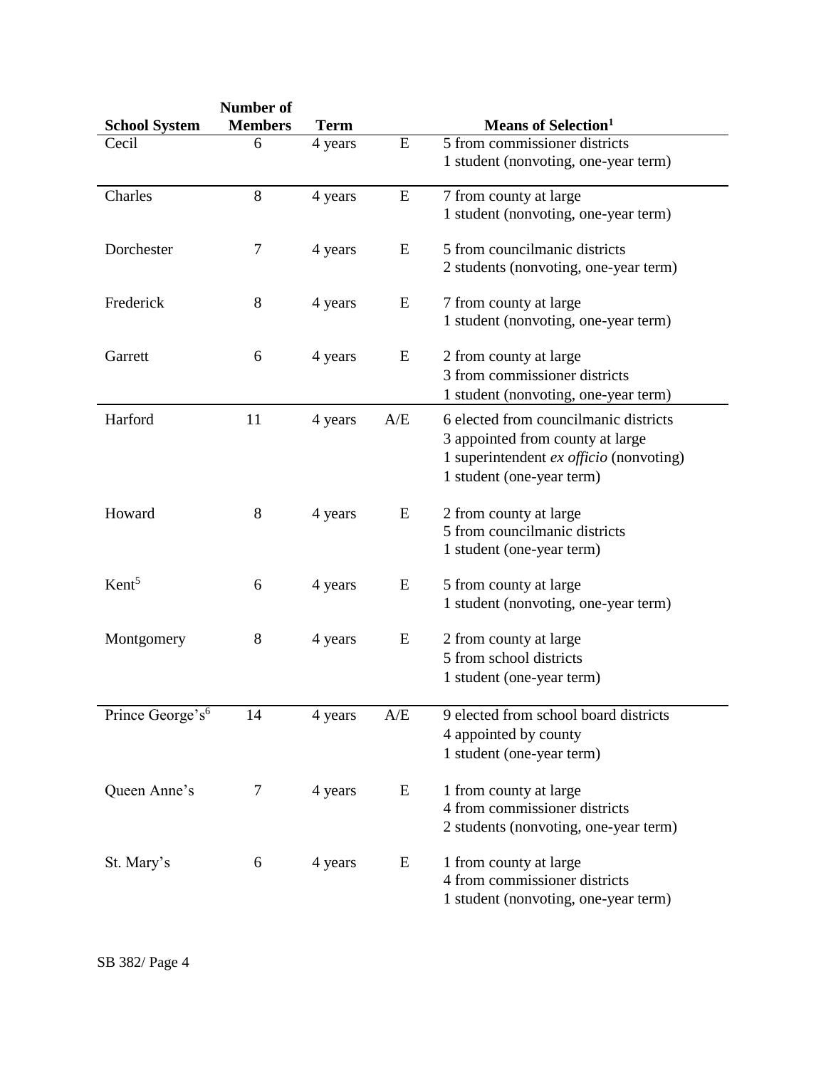| School System | Number of Members | Term | | Means of Selection[1] |
|---|---|---|---|---|
| Cecil | 6 | 4 years | E | 5 from commissioner districts<br>1 student (nonvoting, one-year term) |
| Charles | 8 | 4 years | E | 7 from county at large<br>1 student (nonvoting, one-year term) |
| Dorchester | 7 | 4 years | E | 5 from councilmanic districts<br>2 students (nonvoting, one-year term) |
| Frederick | 8 | 4 years | E | 7 from county at large<br>1 student (nonvoting, one-year term) |
| Garrett | 6 | 4 years | E | 2 from county at large<br>3 from commissioner districts<br>1 student (nonvoting, one-year term) |
| Harford | 11 | 4 years | A/E | 6 elected from councilmanic districts<br>3 appointed from county at large<br>1 superintendent *ex officio* (nonvoting)<br>1 student (one-year term) |
| Howard | 8 | 4 years | E | 2 from county at large<br>5 from councilmanic districts<br>1 student (one-year term) |
| Kent[5] | 6 | 4 years | E | 5 from county at large<br>1 student (nonvoting, one-year term) |
| Montgomery | 8 | 4 years | E | 2 from county at large<br>5 from school districts<br>1 student (one-year term) |
| Prince George's[6] | 14 | 4 years | A/E | 9 elected from school board districts<br>4 appointed by county<br>1 student (one-year term) |
| Queen Anne's | 7 | 4 years | E | 1 from county at large<br>4 from commissioner districts<br>2 students (nonvoting, one-year term) |
| St. Mary's | 6 | 4 years | E | 1 from county at large<br>4 from commissioner districts<br>1 student (nonvoting, one-year term) |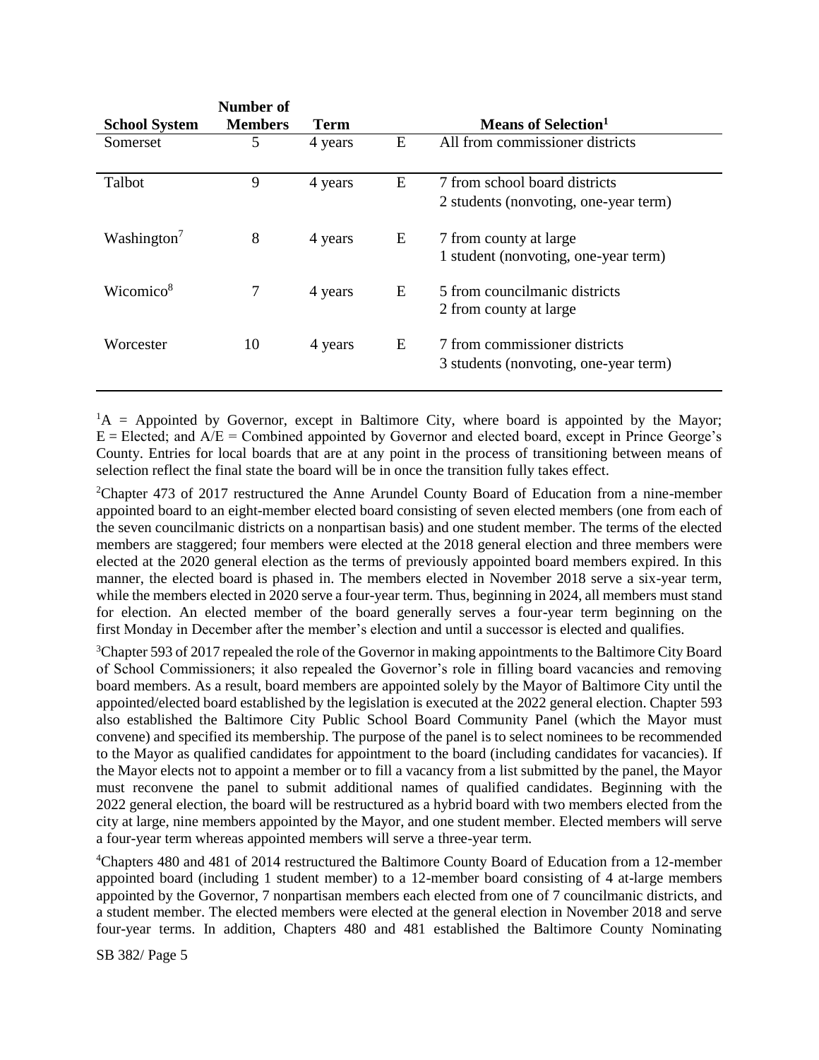| School System | Number of Members | Term | | Means of Selection[1] |
|---|---|---|---|---|
| Somerset | 5 | 4 years | E | All from commissioner districts |
| Talbot | 9 | 4 years | E | 7 from school board districts<br>2 students (nonvoting, one-year term) |
| Washington[7] | 8 | 4 years | E | 7 from county at large<br>1 student (nonvoting, one-year term) |
| Wicomico[8] | 7 | 4 years | E | 5 from councilmanic districts<br>2 from county at large |
| Worcester | 10 | 4 years | E | 7 from commissioner districts<br>3 students (nonvoting, one-year term) |

[1]A = Appointed by Governor, except in Baltimore City, where board is appointed by the Mayor; E = Elected; and A/E = Combined appointed by Governor and elected board, except in Prince George's County. Entries for local boards that are at any point in the process of transitioning between means of selection reflect the final state the board will be in once the transition fully takes effect.

[2]Chapter 473 of 2017 restructured the Anne Arundel County Board of Education from a nine-member appointed board to an eight-member elected board consisting of seven elected members (one from each of the seven councilmanic districts on a nonpartisan basis) and one student member. The terms of the elected members are staggered; four members were elected at the 2018 general election and three members were elected at the 2020 general election as the terms of previously appointed board members expired. In this manner, the elected board is phased in. The members elected in November 2018 serve a six-year term, while the members elected in 2020 serve a four-year term. Thus, beginning in 2024, all members must stand for election. An elected member of the board generally serves a four-year term beginning on the first Monday in December after the member's election and until a successor is elected and qualifies.

[3]Chapter 593 of 2017 repealed the role of the Governor in making appointments to the Baltimore City Board of School Commissioners; it also repealed the Governor's role in filling board vacancies and removing board members. As a result, board members are appointed solely by the Mayor of Baltimore City until the appointed/elected board established by the legislation is executed at the 2022 general election. Chapter 593 also established the Baltimore City Public School Board Community Panel (which the Mayor must convene) and specified its membership. The purpose of the panel is to select nominees to be recommended to the Mayor as qualified candidates for appointment to the board (including candidates for vacancies). If the Mayor elects not to appoint a member or to fill a vacancy from a list submitted by the panel, the Mayor must reconvene the panel to submit additional names of qualified candidates. Beginning with the 2022 general election, the board will be restructured as a hybrid board with two members elected from the city at large, nine members appointed by the Mayor, and one student member. Elected members will serve a four-year term whereas appointed members will serve a three-year term.

[4]Chapters 480 and 481 of 2014 restructured the Baltimore County Board of Education from a 12-member appointed board (including 1 student member) to a 12-member board consisting of 4 at-large members appointed by the Governor, 7 nonpartisan members each elected from one of 7 councilmanic districts, and a student member. The elected members were elected at the general election in November 2018 and serve four-year terms. In addition, Chapters 480 and 481 established the Baltimore County Nominating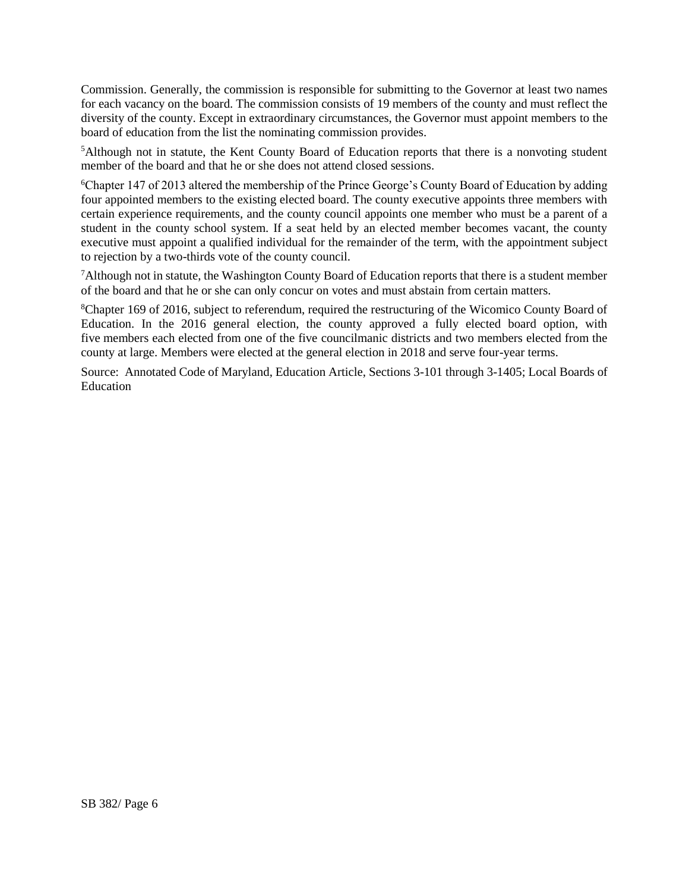Commission. Generally, the commission is responsible for submitting to the Governor at least two names for each vacancy on the board. The commission consists of 19 members of the county and must reflect the diversity of the county. Except in extraordinary circumstances, the Governor must appoint members to the board of education from the list the nominating commission provides.

[5]Although not in statute, the Kent County Board of Education reports that there is a nonvoting student member of the board and that he or she does not attend closed sessions.

[6]Chapter 147 of 2013 altered the membership of the Prince George's County Board of Education by adding four appointed members to the existing elected board. The county executive appoints three members with certain experience requirements, and the county council appoints one member who must be a parent of a student in the county school system. If a seat held by an elected member becomes vacant, the county executive must appoint a qualified individual for the remainder of the term, with the appointment subject to rejection by a two-thirds vote of the county council.

[7]Although not in statute, the Washington County Board of Education reports that there is a student member of the board and that he or she can only concur on votes and must abstain from certain matters.

[8]Chapter 169 of 2016, subject to referendum, required the restructuring of the Wicomico County Board of Education. In the 2016 general election, the county approved a fully elected board option, with five members each elected from one of the five councilmanic districts and two members elected from the county at large. Members were elected at the general election in 2018 and serve four-year terms.

Source: Annotated Code of Maryland, Education Article, Sections 3-101 through 3-1405; Local Boards of Education